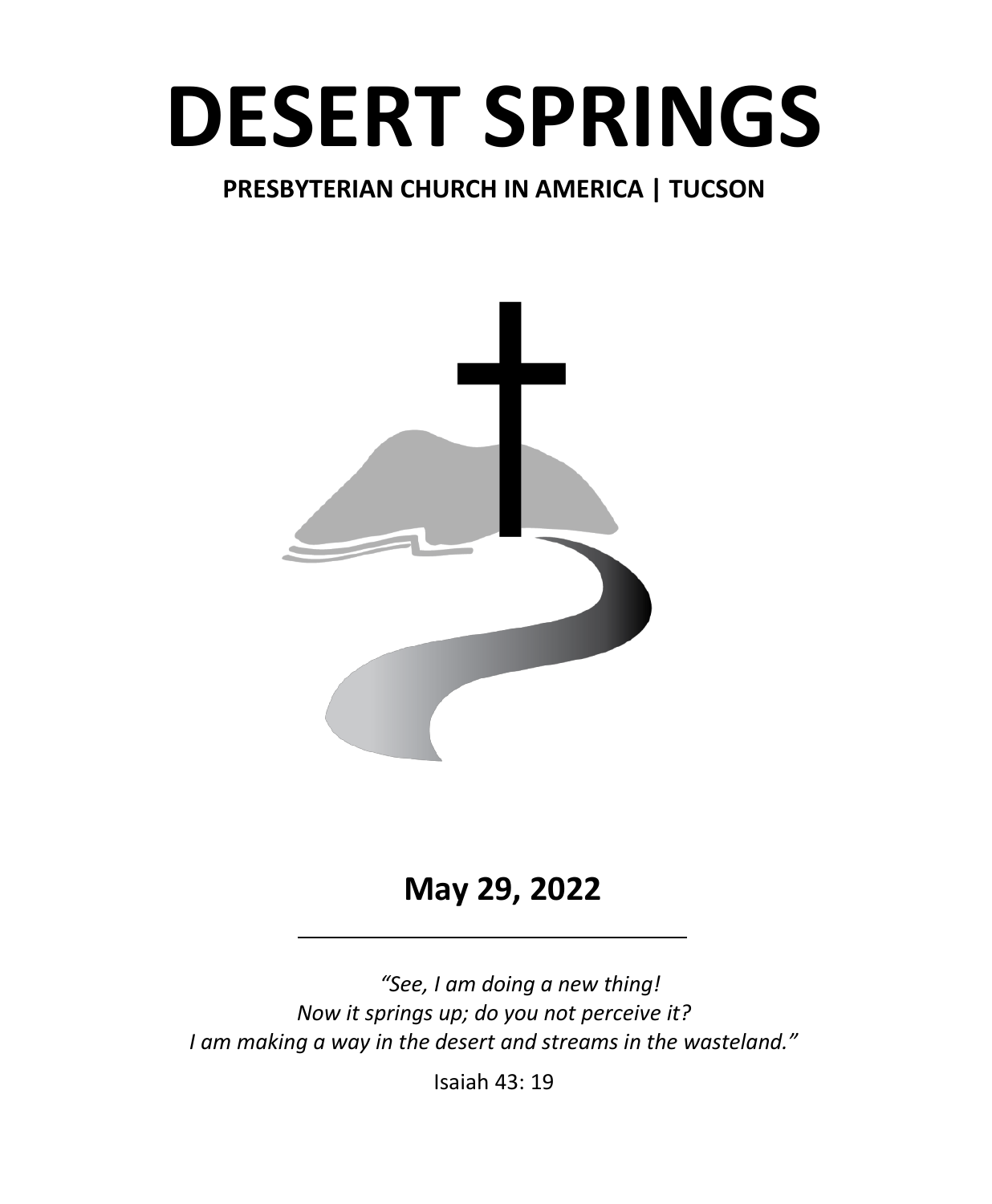# DESERT SPRINGS

**PRESBYTERIAN CHURCH IN AMERICA | TUCSON**

## May 29, 2022

---

*"See, I am doing a new thing!*
*Now it springs up; do you not perceive it?*
*I am making a way in the desert and streams in the wasteland."*

Isaiah 43: 19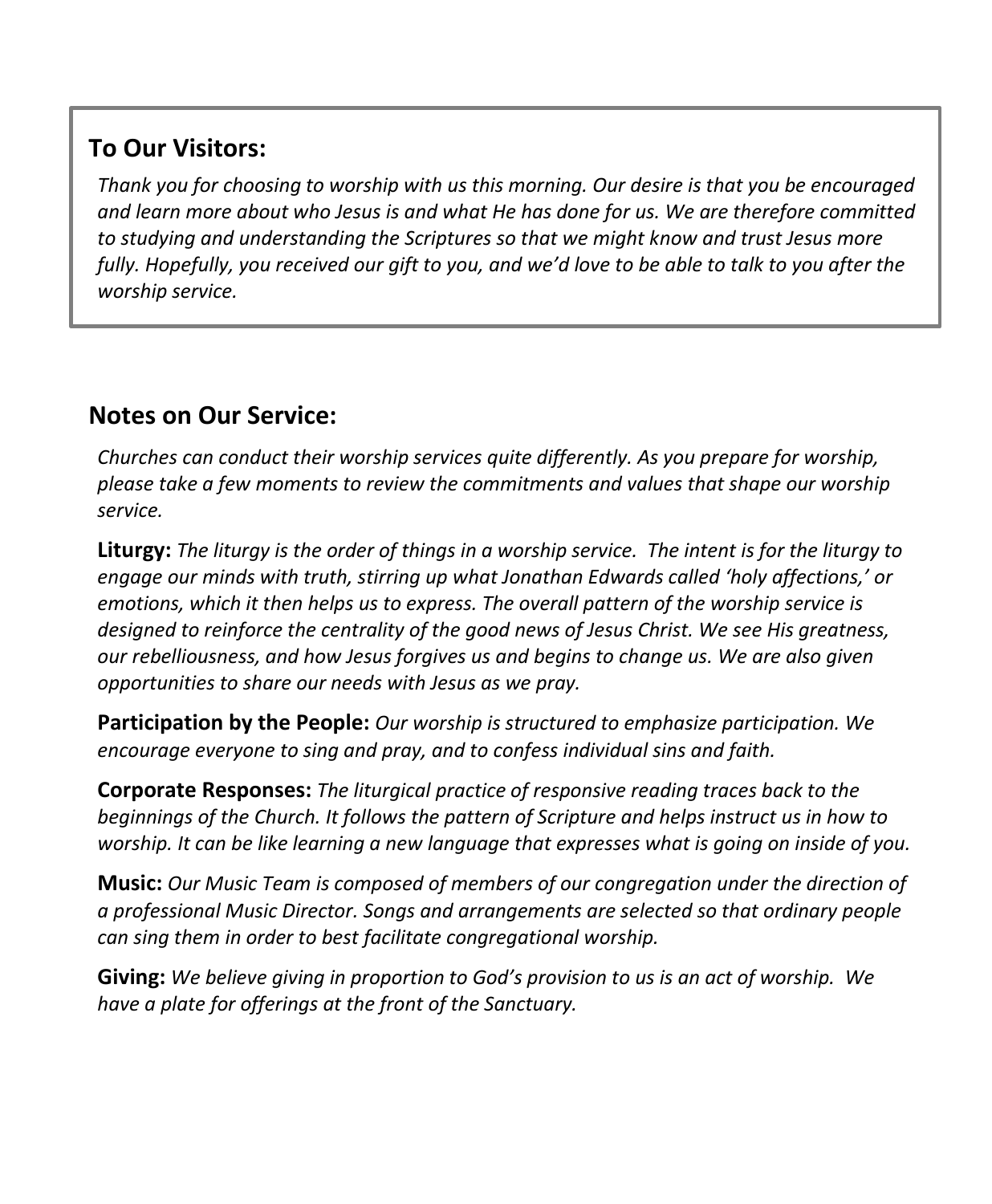## To Our Visitors:

*Thank you for choosing to worship with us this morning. Our desire is that you be encouraged and learn more about who Jesus is and what He has done for us. We are therefore committed to studying and understanding the Scriptures so that we might know and trust Jesus more fully. Hopefully, you received our gift to you, and we'd love to be able to talk to you after the worship service.*

## Notes on Our Service:

*Churches can conduct their worship services quite differently. As you prepare for worship, please take a few moments to review the commitments and values that shape our worship service.*

**Liturgy:** *The liturgy is the order of things in a worship service. The intent is for the liturgy to engage our minds with truth, stirring up what Jonathan Edwards called 'holy affections,' or emotions, which it then helps us to express. The overall pattern of the worship service is designed to reinforce the centrality of the good news of Jesus Christ. We see His greatness, our rebelliousness, and how Jesus forgives us and begins to change us. We are also given opportunities to share our needs with Jesus as we pray.*

**Participation by the People:** *Our worship is structured to emphasize participation. We encourage everyone to sing and pray, and to confess individual sins and faith.*

**Corporate Responses:** *The liturgical practice of responsive reading traces back to the beginnings of the Church. It follows the pattern of Scripture and helps instruct us in how to worship. It can be like learning a new language that expresses what is going on inside of you.*

**Music:** *Our Music Team is composed of members of our congregation under the direction of a professional Music Director. Songs and arrangements are selected so that ordinary people can sing them in order to best facilitate congregational worship.*

**Giving:** *We believe giving in proportion to God's provision to us is an act of worship. We have a plate for offerings at the front of the Sanctuary.*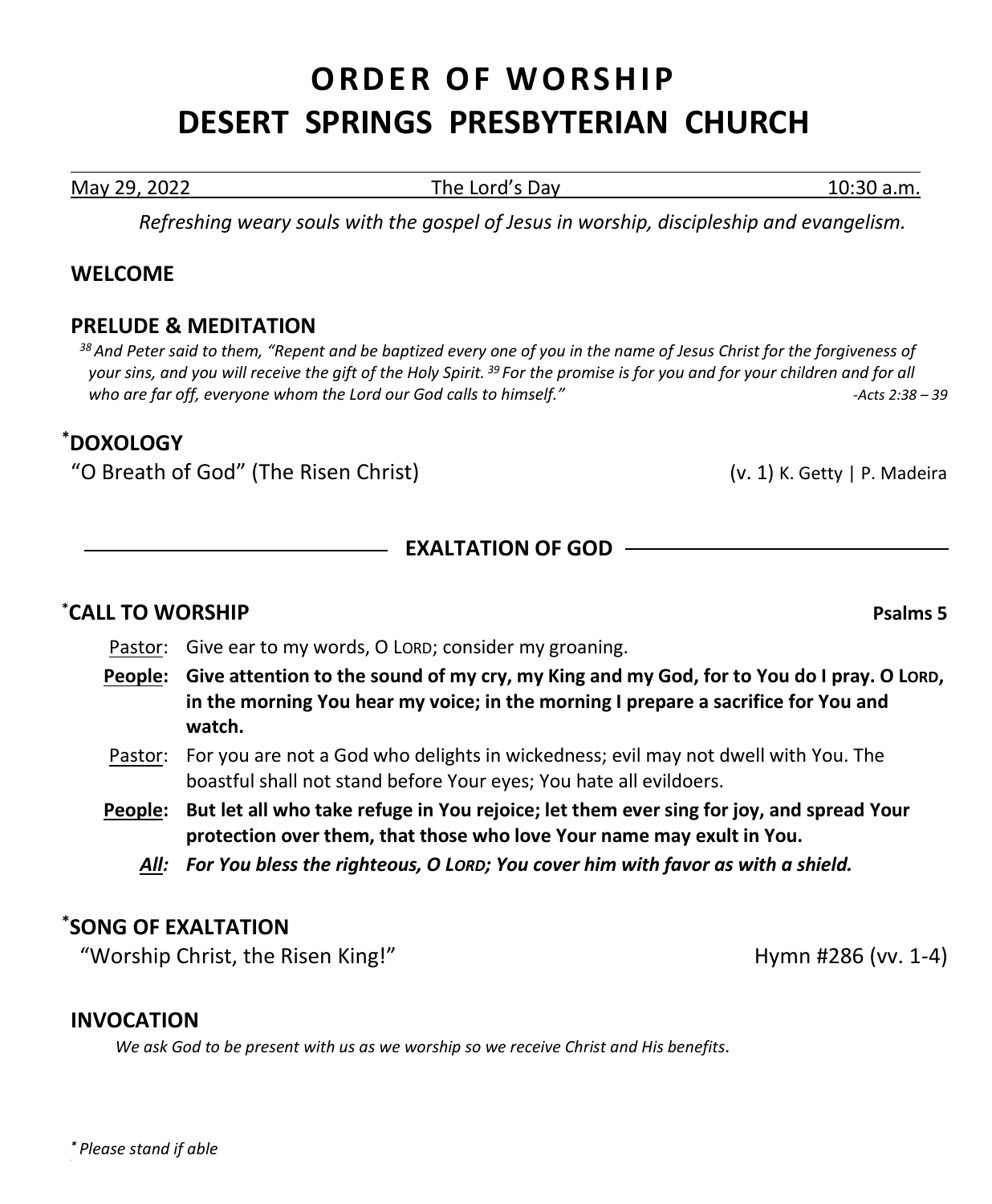# ORDER OF WORSHIP
# DESERT SPRINGS PRESBYTERIAN CHURCH

May 29, 2022 | The Lord's Day | 10:30 a.m.

*Refreshing weary souls with the gospel of Jesus in worship, discipleship and evangelism.*

## WELCOME

## PRELUDE & MEDITATION

*[38] And Peter said to them, "Repent and be baptized every one of you in the name of Jesus Christ for the forgiveness of your sins, and you will receive the gift of the Holy Spirit. [39] For the promise is for you and for your children and for all who are far off, everyone whom the Lord our God calls to himself."* *-Acts 2:38 – 39*

## *DOXOLOGY

"O Breath of God" (The Risen Christ) (v. 1) K. Getty | P. Madeira

## EXALTATION OF GOD

## *CALL TO WORSHIP — Psalms 5

Pastor: Give ear to my words, O LORD; consider my groaning.

**People: Give attention to the sound of my cry, my King and my God, for to You do I pray. O LORD, in the morning You hear my voice; in the morning I prepare a sacrifice for You and watch.**

Pastor: For you are not a God who delights in wickedness; evil may not dwell with You. The boastful shall not stand before Your eyes; You hate all evildoers.

**People: But let all who take refuge in You rejoice; let them ever sing for joy, and spread Your protection over them, that those who love Your name may exult in You.**

***All: For You bless the righteous, O LORD; You cover him with favor as with a shield.***

## *SONG OF EXALTATION

"Worship Christ, the Risen King!" Hymn #286 (vv. 1-4)

## INVOCATION

*We ask God to be present with us as we worship so we receive Christ and His benefits.*

*\* Please stand if able*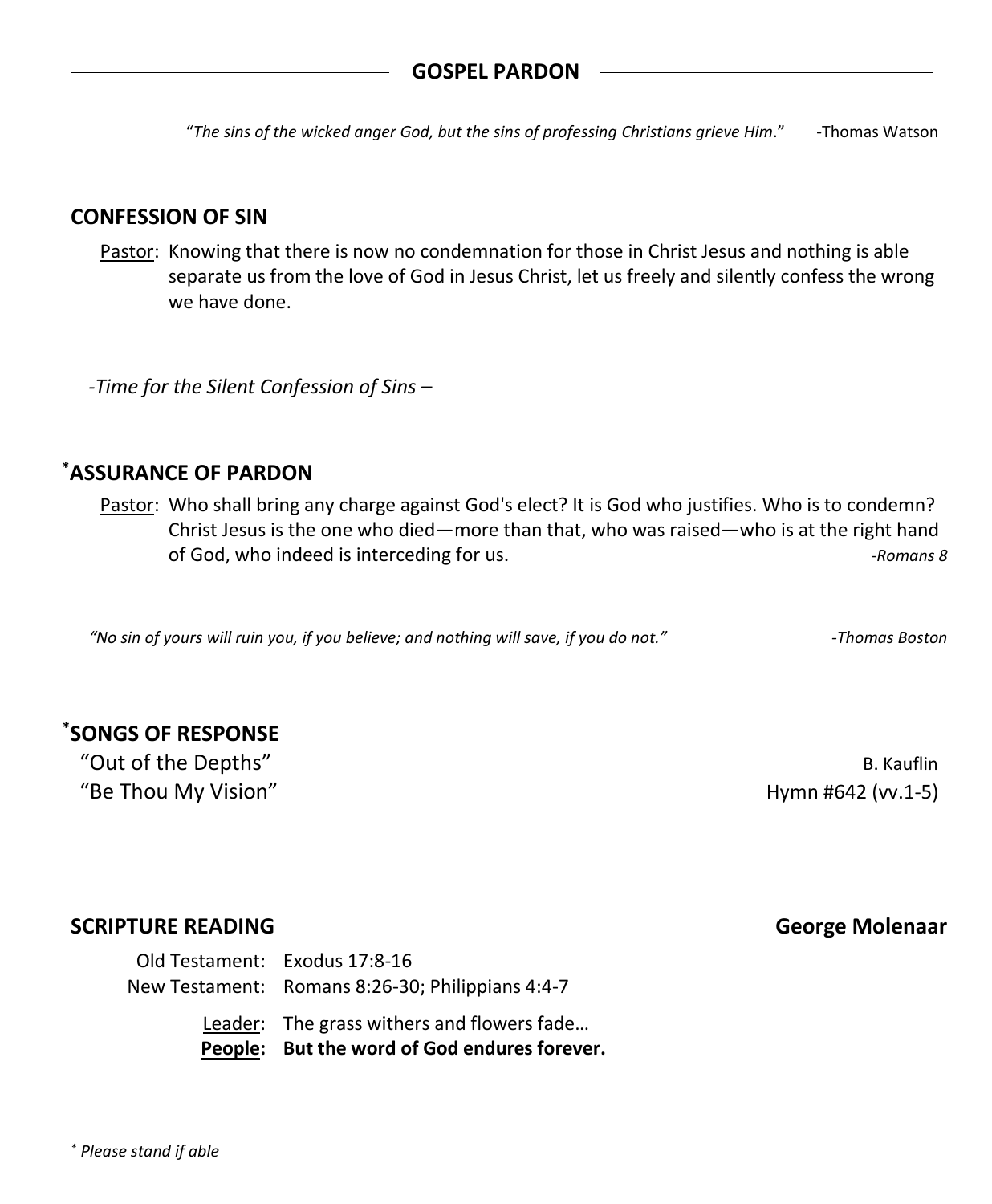## GOSPEL PARDON

"*The sins of the wicked anger God, but the sins of professing Christians grieve Him*." -Thomas Watson

### CONFESSION OF SIN

Pastor: Knowing that there is now no condemnation for those in Christ Jesus and nothing is able separate us from the love of God in Jesus Christ, let us freely and silently confess the wrong we have done.

*-Time for the Silent Confession of Sins –*

### *ASSURANCE OF PARDON

Pastor: Who shall bring any charge against God's elect? It is God who justifies. Who is to condemn? Christ Jesus is the one who died—more than that, who was raised—who is at the right hand of God, who indeed is interceding for us. *-Romans 8*

*"No sin of yours will ruin you, if you believe; and nothing will save, if you do not."* *-Thomas Boston*

### *SONGS OF RESPONSE

"Out of the Depths" B. Kauflin
"Be Thou My Vision" Hymn #642 (vv.1-5)

### SCRIPTURE READING **George Molenaar**

Old Testament: Exodus 17:8-16
New Testament: Romans 8:26-30; Philippians 4:4-7

Leader: The grass withers and flowers fade…
**People: But the word of God endures forever.**

*\* Please stand if able*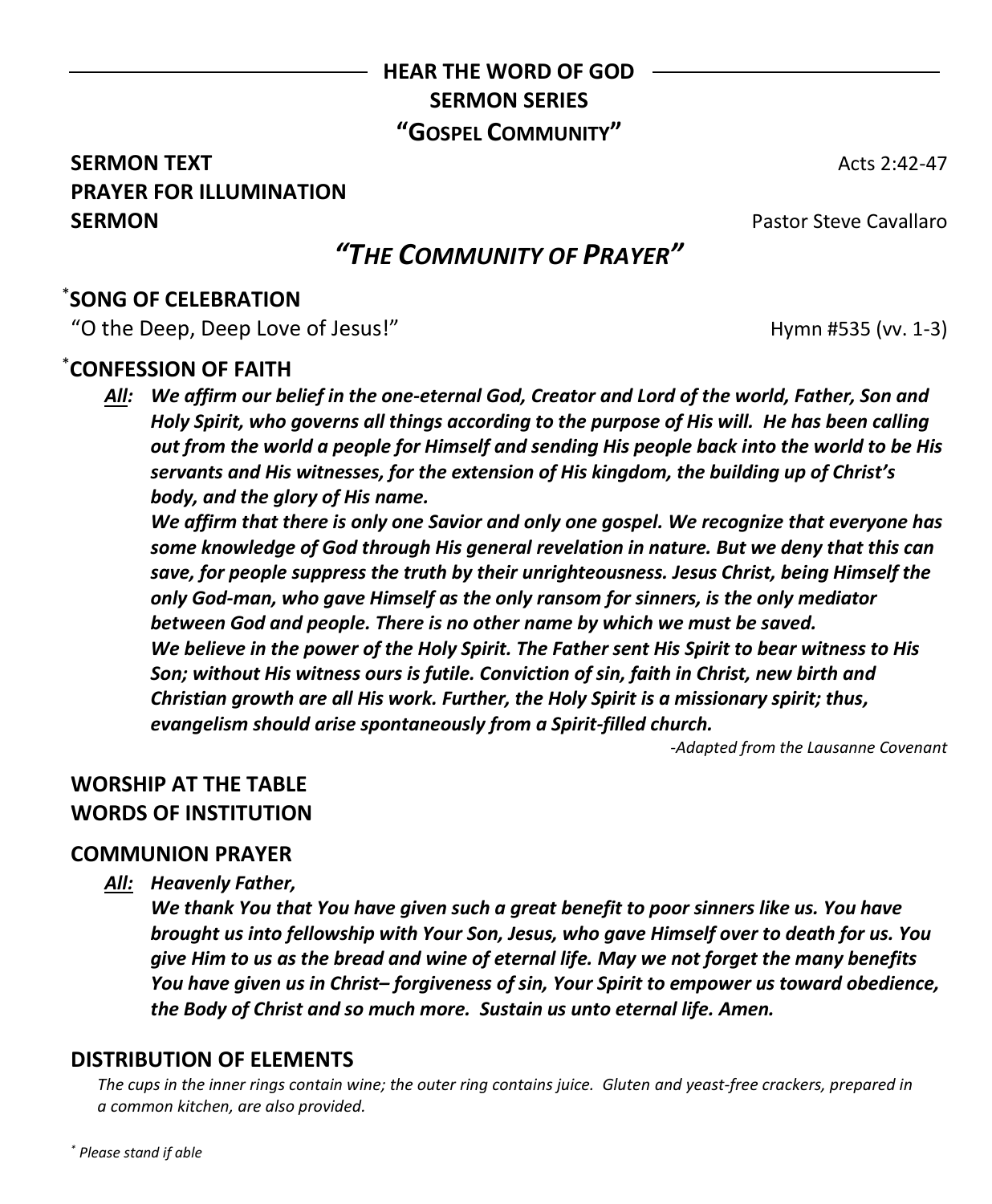## HEAR THE WORD OF GOD

**SERMON SERIES**

**"GOSPEL COMMUNITY"**

**SERMON TEXT** Acts 2:42-47

**PRAYER FOR ILLUMINATION**

**SERMON** Pastor Steve Cavallaro

## *"THE COMMUNITY OF PRAYER"*

### *SONG OF CELEBRATION

"O the Deep, Deep Love of Jesus!" Hymn #535 (vv. 1-3)

### *CONFESSION OF FAITH

***All:*** ***We affirm our belief in the one-eternal God, Creator and Lord of the world, Father, Son and Holy Spirit, who governs all things according to the purpose of His will. He has been calling out from the world a people for Himself and sending His people back into the world to be His servants and His witnesses, for the extension of His kingdom, the building up of Christ's body, and the glory of His name.***

***We affirm that there is only one Savior and only one gospel. We recognize that everyone has some knowledge of God through His general revelation in nature. But we deny that this can save, for people suppress the truth by their unrighteousness. Jesus Christ, being Himself the only God-man, who gave Himself as the only ransom for sinners, is the only mediator between God and people. There is no other name by which we must be saved.***

***We believe in the power of the Holy Spirit. The Father sent His Spirit to bear witness to His Son; without His witness ours is futile. Conviction of sin, faith in Christ, new birth and Christian growth are all His work. Further, the Holy Spirit is a missionary spirit; thus, evangelism should arise spontaneously from a Spirit-filled church.***

*-Adapted from the Lausanne Covenant*

### WORSHIP AT THE TABLE

### WORDS OF INSTITUTION

### COMMUNION PRAYER

***All:*** ***Heavenly Father,***

***We thank You that You have given such a great benefit to poor sinners like us. You have brought us into fellowship with Your Son, Jesus, who gave Himself over to death for us. You give Him to us as the bread and wine of eternal life. May we not forget the many benefits You have given us in Christ– forgiveness of sin, Your Spirit to empower us toward obedience, the Body of Christ and so much more. Sustain us unto eternal life. Amen.***

### DISTRIBUTION OF ELEMENTS

*The cups in the inner rings contain wine; the outer ring contains juice. Gluten and yeast-free crackers, prepared in a common kitchen, are also provided.*

*\* Please stand if able*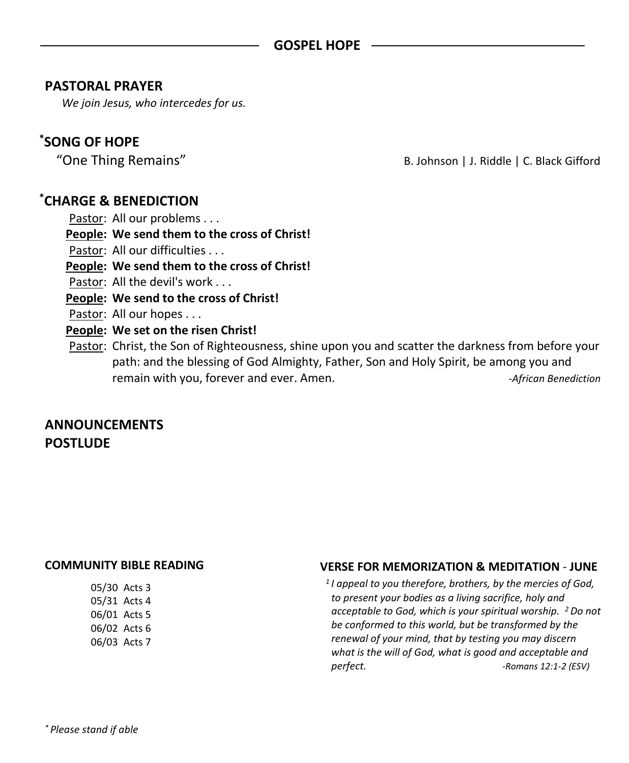## GOSPEL HOPE

### PASTORAL PRAYER

*We join Jesus, who intercedes for us.*

### *SONG OF HOPE

"One Thing Remains" B. Johnson | J. Riddle | C. Black Gifford

### *CHARGE & BENEDICTION

Pastor: All our problems . . .

**People: We send them to the cross of Christ!**

Pastor: All our difficulties . . .

**People: We send them to the cross of Christ!**

Pastor: All the devil's work . . .

**People: We send to the cross of Christ!**

Pastor: All our hopes . . .

**People: We set on the risen Christ!**

Pastor: Christ, the Son of Righteousness, shine upon you and scatter the darkness from before your path: and the blessing of God Almighty, Father, Son and Holy Spirit, be among you and remain with you, forever and ever. Amen. *-African Benediction*

### ANNOUNCEMENTS

### POSTLUDE

**COMMUNITY BIBLE READING**

05/30 Acts 3
05/31 Acts 4
06/01 Acts 5
06/02 Acts 6
06/03 Acts 7

**VERSE FOR MEMORIZATION & MEDITATION - JUNE**

*[1] I appeal to you therefore, brothers, by the mercies of God, to present your bodies as a living sacrifice, holy and acceptable to God, which is your spiritual worship. [2] Do not be conformed to this world, but be transformed by the renewal of your mind, that by testing you may discern what is the will of God, what is good and acceptable and perfect.* *-Romans 12:1-2 (ESV)*

*\* Please stand if able*